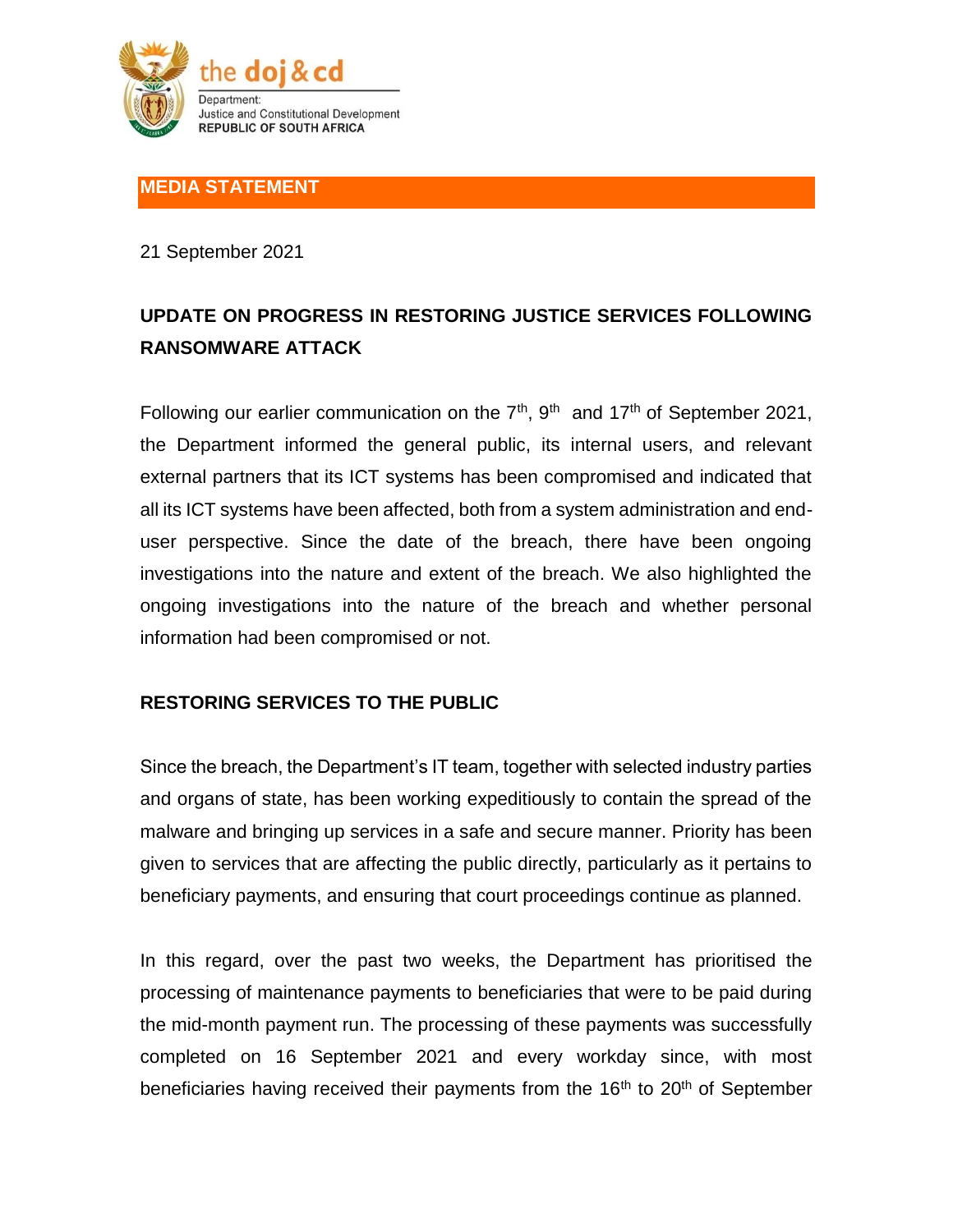the doj & cd

Department:
Justice and Constitutional Development
REPUBLIC OF SOUTH AFRICA

**MEDIA STATEMENT**

21 September 2021

## UPDATE ON PROGRESS IN RESTORING JUSTICE SERVICES FOLLOWING RANSOMWARE ATTACK

Following our earlier communication on the 7th, 9th and 17th of September 2021, the Department informed the general public, its internal users, and relevant external partners that its ICT systems has been compromised and indicated that all its ICT systems have been affected, both from a system administration and end-user perspective. Since the date of the breach, there have been ongoing investigations into the nature and extent of the breach. We also highlighted the ongoing investigations into the nature of the breach and whether personal information had been compromised or not.

### RESTORING SERVICES TO THE PUBLIC

Since the breach, the Department's IT team, together with selected industry parties and organs of state, has been working expeditiously to contain the spread of the malware and bringing up services in a safe and secure manner. Priority has been given to services that are affecting the public directly, particularly as it pertains to beneficiary payments, and ensuring that court proceedings continue as planned.

In this regard, over the past two weeks, the Department has prioritised the processing of maintenance payments to beneficiaries that were to be paid during the mid-month payment run. The processing of these payments was successfully completed on 16 September 2021 and every workday since, with most beneficiaries having received their payments from the 16th to 20th of September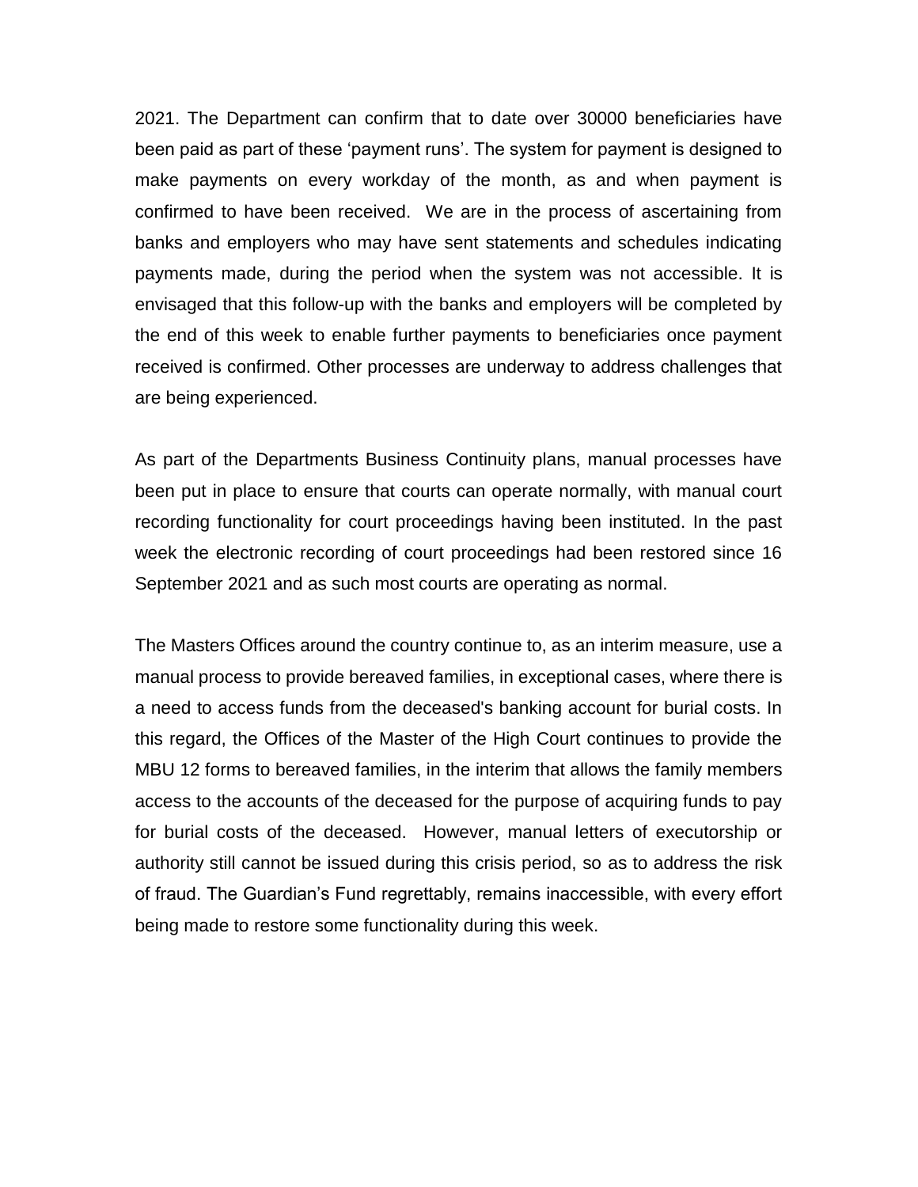2021. The Department can confirm that to date over 30000 beneficiaries have been paid as part of these ‘payment runs’. The system for payment is designed to make payments on every workday of the month, as and when payment is confirmed to have been received. We are in the process of ascertaining from banks and employers who may have sent statements and schedules indicating payments made, during the period when the system was not accessible. It is envisaged that this follow-up with the banks and employers will be completed by the end of this week to enable further payments to beneficiaries once payment received is confirmed. Other processes are underway to address challenges that are being experienced.

As part of the Departments Business Continuity plans, manual processes have been put in place to ensure that courts can operate normally, with manual court recording functionality for court proceedings having been instituted. In the past week the electronic recording of court proceedings had been restored since 16 September 2021 and as such most courts are operating as normal.

The Masters Offices around the country continue to, as an interim measure, use a manual process to provide bereaved families, in exceptional cases, where there is a need to access funds from the deceased's banking account for burial costs. In this regard, the Offices of the Master of the High Court continues to provide the MBU 12 forms to bereaved families, in the interim that allows the family members access to the accounts of the deceased for the purpose of acquiring funds to pay for burial costs of the deceased. However, manual letters of executorship or authority still cannot be issued during this crisis period, so as to address the risk of fraud. The Guardian’s Fund regrettably, remains inaccessible, with every effort being made to restore some functionality during this week.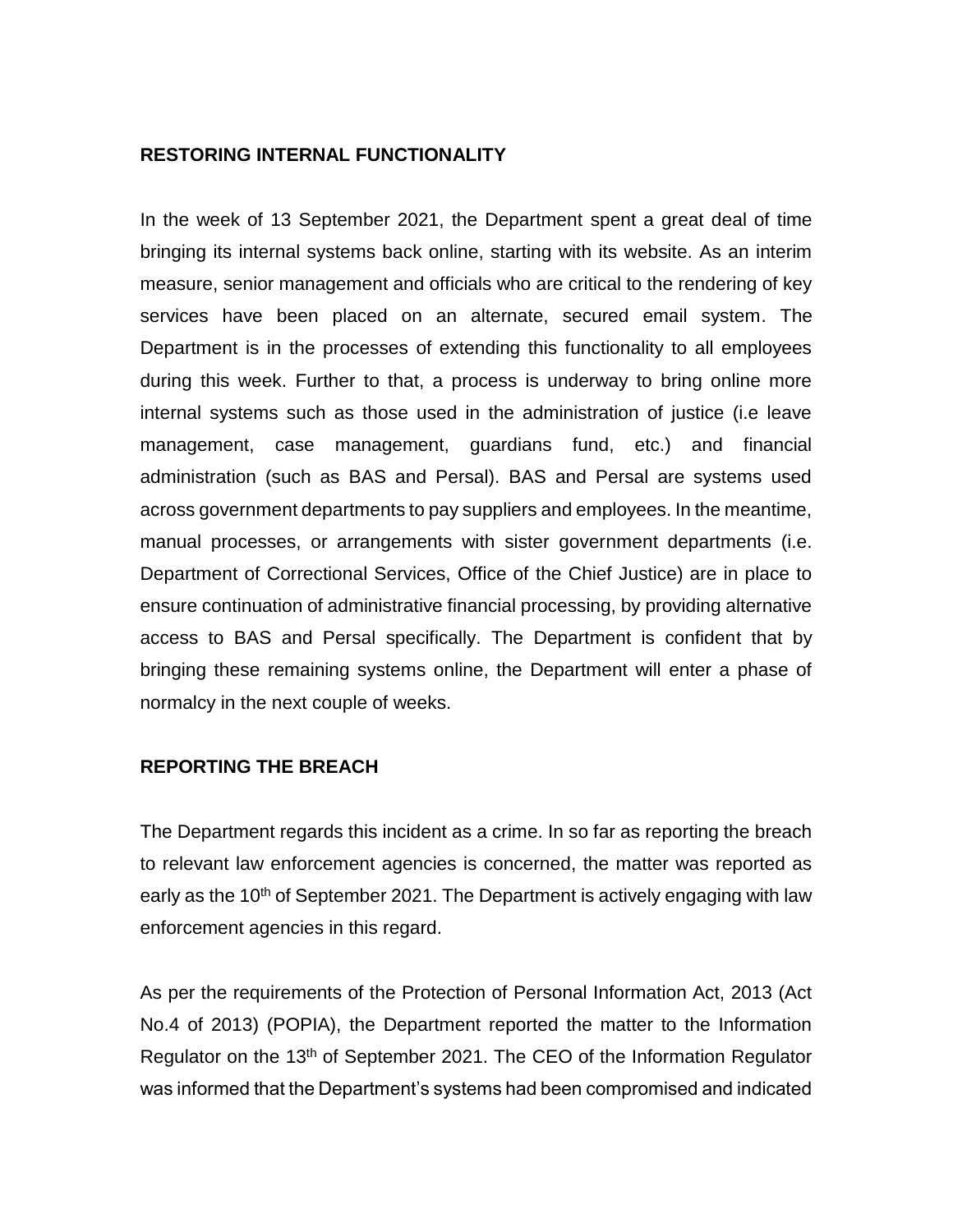## RESTORING INTERNAL FUNCTIONALITY

In the week of 13 September 2021, the Department spent a great deal of time bringing its internal systems back online, starting with its website. As an interim measure, senior management and officials who are critical to the rendering of key services have been placed on an alternate, secured email system. The Department is in the processes of extending this functionality to all employees during this week. Further to that, a process is underway to bring online more internal systems such as those used in the administration of justice (i.e leave management, case management, guardians fund, etc.) and financial administration (such as BAS and Persal). BAS and Persal are systems used across government departments to pay suppliers and employees. In the meantime, manual processes, or arrangements with sister government departments (i.e. Department of Correctional Services, Office of the Chief Justice) are in place to ensure continuation of administrative financial processing, by providing alternative access to BAS and Persal specifically. The Department is confident that by bringing these remaining systems online, the Department will enter a phase of normalcy in the next couple of weeks.

## REPORTING THE BREACH

The Department regards this incident as a crime. In so far as reporting the breach to relevant law enforcement agencies is concerned, the matter was reported as early as the 10th of September 2021. The Department is actively engaging with law enforcement agencies in this regard.

As per the requirements of the Protection of Personal Information Act, 2013 (Act No.4 of 2013) (POPIA), the Department reported the matter to the Information Regulator on the 13th of September 2021. The CEO of the Information Regulator was informed that the Department's systems had been compromised and indicated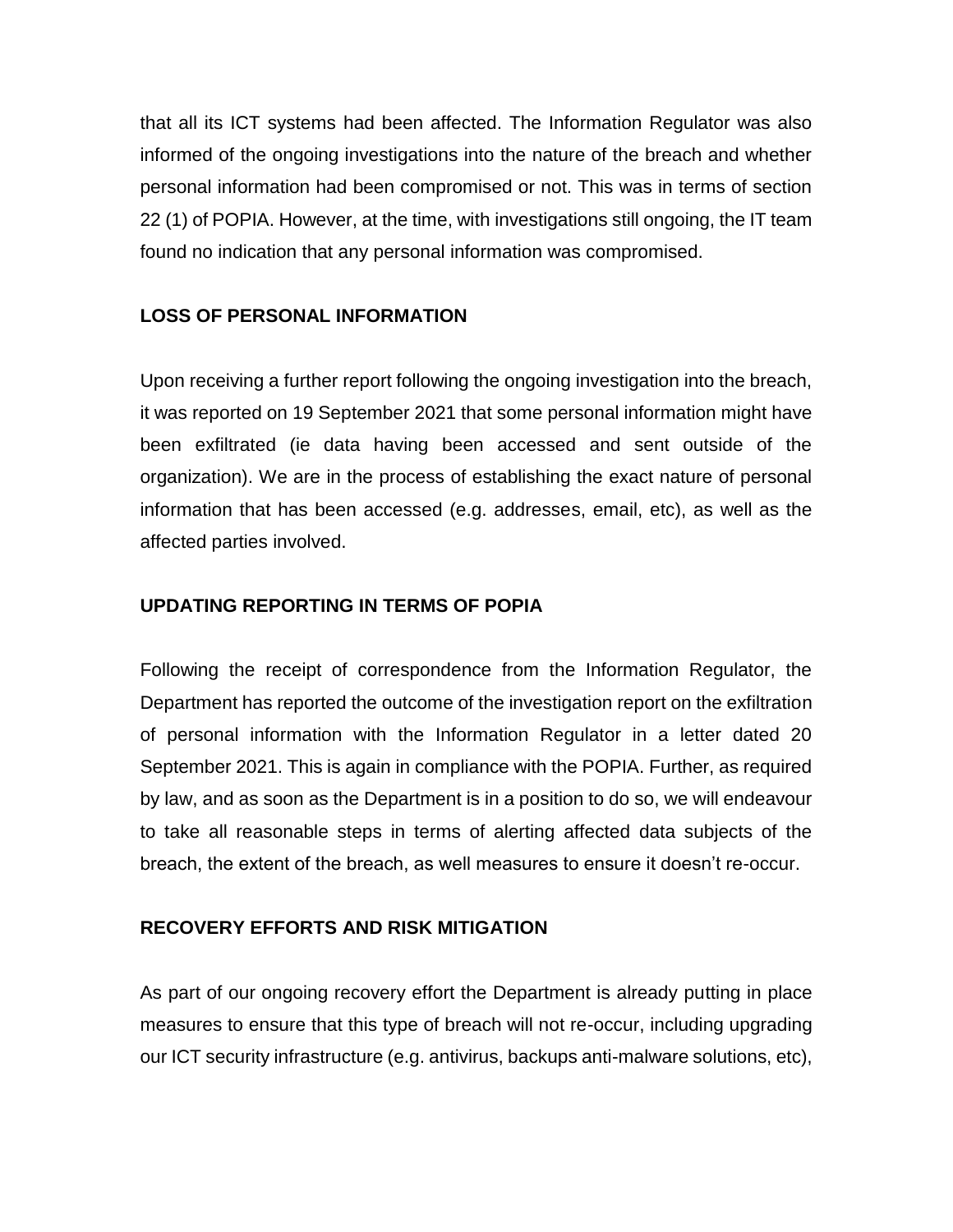that all its ICT systems had been affected. The Information Regulator was also informed of the ongoing investigations into the nature of the breach and whether personal information had been compromised or not. This was in terms of section 22 (1) of POPIA. However, at the time, with investigations still ongoing, the IT team found no indication that any personal information was compromised.

**LOSS OF PERSONAL INFORMATION**

Upon receiving a further report following the ongoing investigation into the breach, it was reported on 19 September 2021 that some personal information might have been exfiltrated (ie data having been accessed and sent outside of the organization). We are in the process of establishing the exact nature of personal information that has been accessed (e.g. addresses, email, etc), as well as the affected parties involved.

**UPDATING REPORTING IN TERMS OF POPIA**

Following the receipt of correspondence from the Information Regulator, the Department has reported the outcome of the investigation report on the exfiltration of personal information with the Information Regulator in a letter dated 20 September 2021. This is again in compliance with the POPIA. Further, as required by law, and as soon as the Department is in a position to do so, we will endeavour to take all reasonable steps in terms of alerting affected data subjects of the breach, the extent of the breach, as well measures to ensure it doesn't re-occur.

**RECOVERY EFFORTS AND RISK MITIGATION**

As part of our ongoing recovery effort the Department is already putting in place measures to ensure that this type of breach will not re-occur, including upgrading our ICT security infrastructure (e.g. antivirus, backups anti-malware solutions, etc),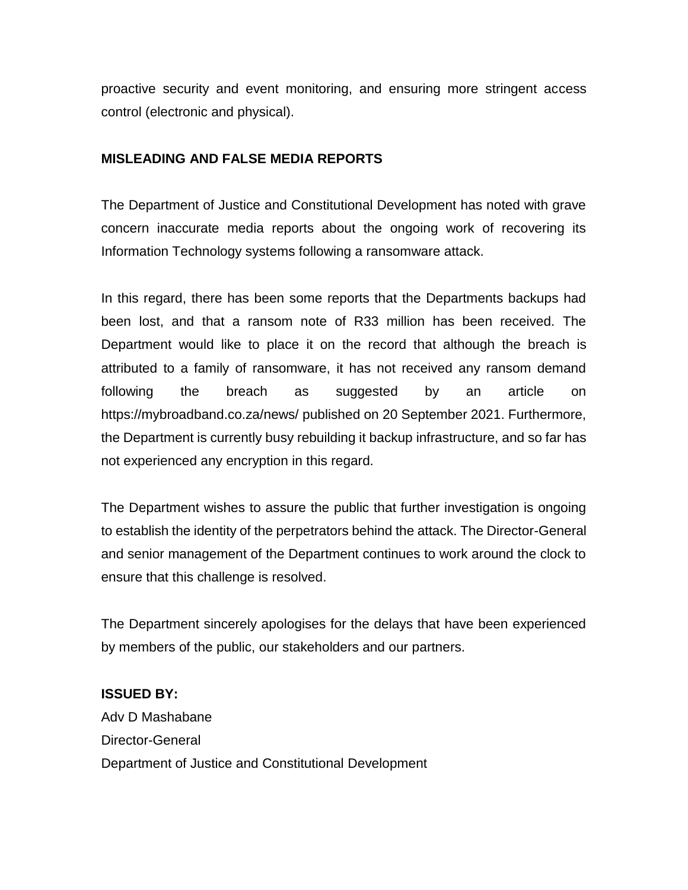proactive security and event monitoring, and ensuring more stringent access control (electronic and physical).

## MISLEADING AND FALSE MEDIA REPORTS

The Department of Justice and Constitutional Development has noted with grave concern inaccurate media reports about the ongoing work of recovering its Information Technology systems following a ransomware attack.

In this regard, there has been some reports that the Departments backups had been lost, and that a ransom note of R33 million has been received. The Department would like to place it on the record that although the breach is attributed to a family of ransomware, it has not received any ransom demand following the breach as suggested by an article on https://mybroadband.co.za/news/ published on 20 September 2021. Furthermore, the Department is currently busy rebuilding it backup infrastructure, and so far has not experienced any encryption in this regard.

The Department wishes to assure the public that further investigation is ongoing to establish the identity of the perpetrators behind the attack. The Director-General and senior management of the Department continues to work around the clock to ensure that this challenge is resolved.

The Department sincerely apologises for the delays that have been experienced by members of the public, our stakeholders and our partners.

**ISSUED BY:**
Adv D Mashabane
Director-General
Department of Justice and Constitutional Development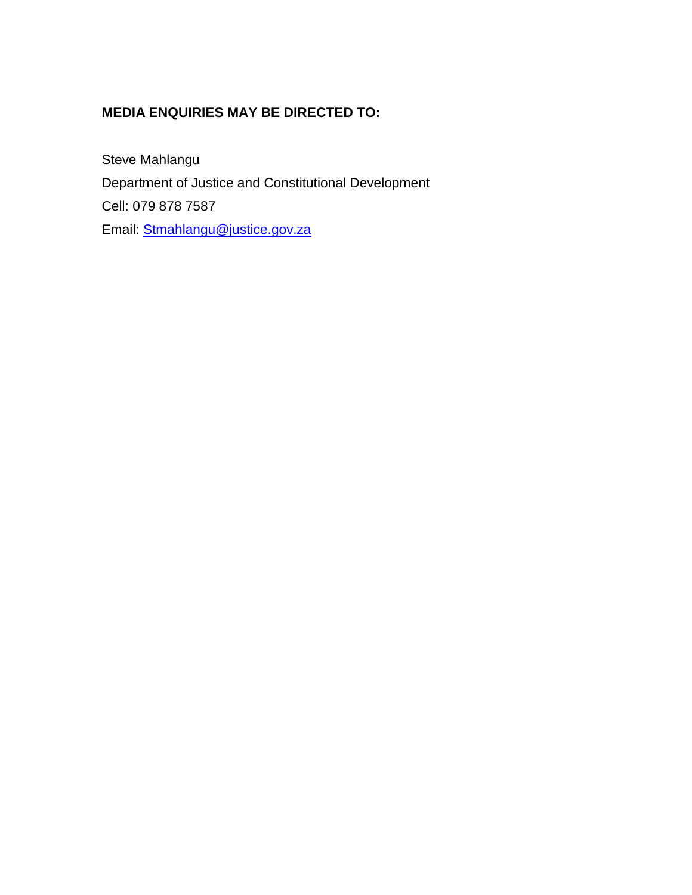**MEDIA ENQUIRIES MAY BE DIRECTED TO:**

Steve Mahlangu

Department of Justice and Constitutional Development

Cell: 079 878 7587

Email: Stmahlangu@justice.gov.za